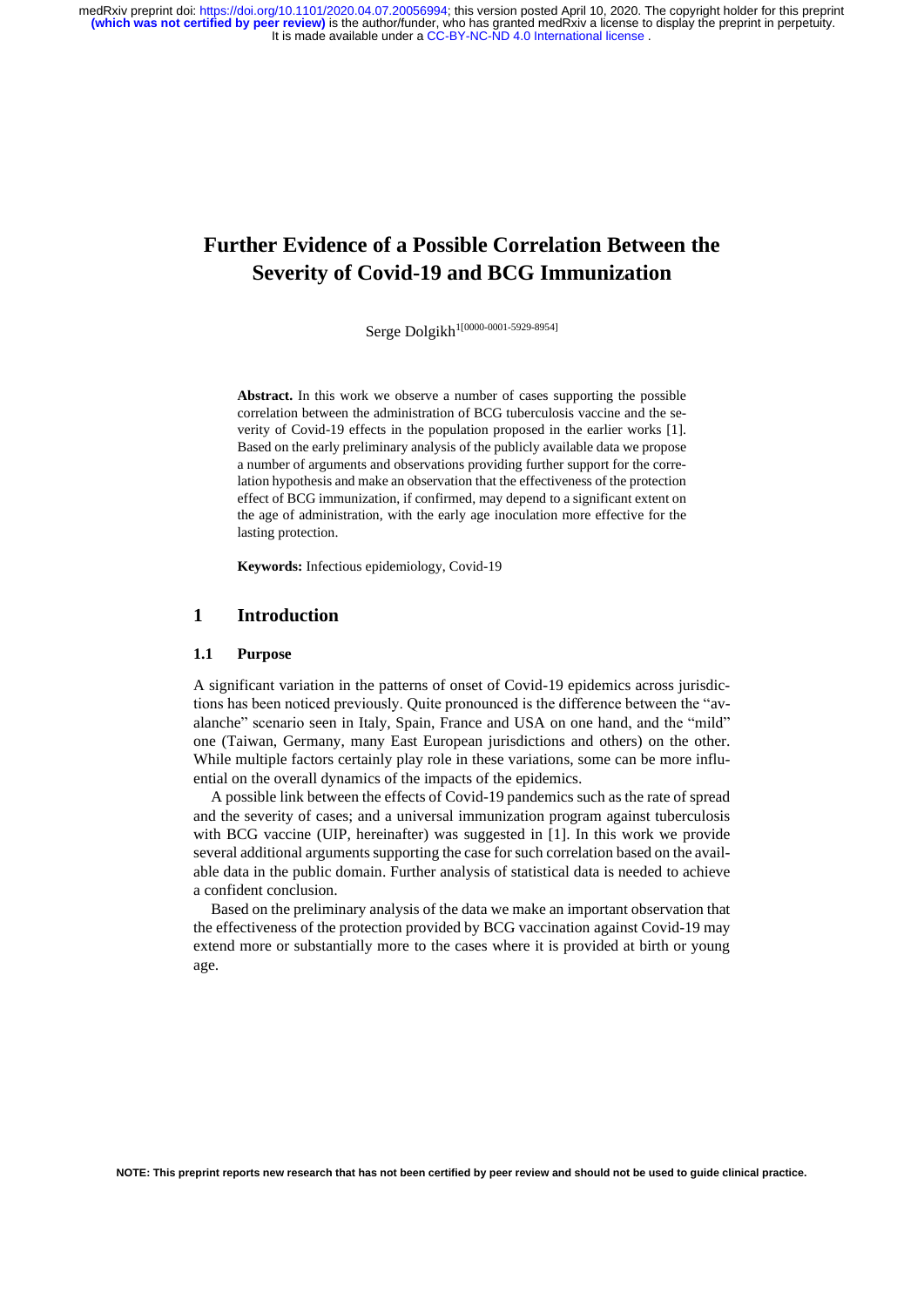# Further Evidence of a Possible Correlation Between the Severity of Covid-19 and BCG Immunization

Serge Dolgikh[1[0000-0001-5929-8954]]

**Abstract.** In this work we observe a number of cases supporting the possible correlation between the administration of BCG tuberculosis vaccine and the severity of Covid-19 effects in the population proposed in the earlier works [1]. Based on the early preliminary analysis of the publicly available data we propose a number of arguments and observations providing further support for the correlation hypothesis and make an observation that the effectiveness of the protection effect of BCG immunization, if confirmed, may depend to a significant extent on the age of administration, with the early age inoculation more effective for the lasting protection.

**Keywords:** Infectious epidemiology, Covid-19

## 1 Introduction

### 1.1 Purpose

A significant variation in the patterns of onset of Covid-19 epidemics across jurisdictions has been noticed previously. Quite pronounced is the difference between the "avalanche" scenario seen in Italy, Spain, France and USA on one hand, and the "mild" one (Taiwan, Germany, many East European jurisdictions and others) on the other. While multiple factors certainly play role in these variations, some can be more influential on the overall dynamics of the impacts of the epidemics.

A possible link between the effects of Covid-19 pandemics such as the rate of spread and the severity of cases; and a universal immunization program against tuberculosis with BCG vaccine (UIP, hereinafter) was suggested in [1]. In this work we provide several additional arguments supporting the case for such correlation based on the available data in the public domain. Further analysis of statistical data is needed to achieve a confident conclusion.

Based on the preliminary analysis of the data we make an important observation that the effectiveness of the protection provided by BCG vaccination against Covid-19 may extend more or substantially more to the cases where it is provided at birth or young age.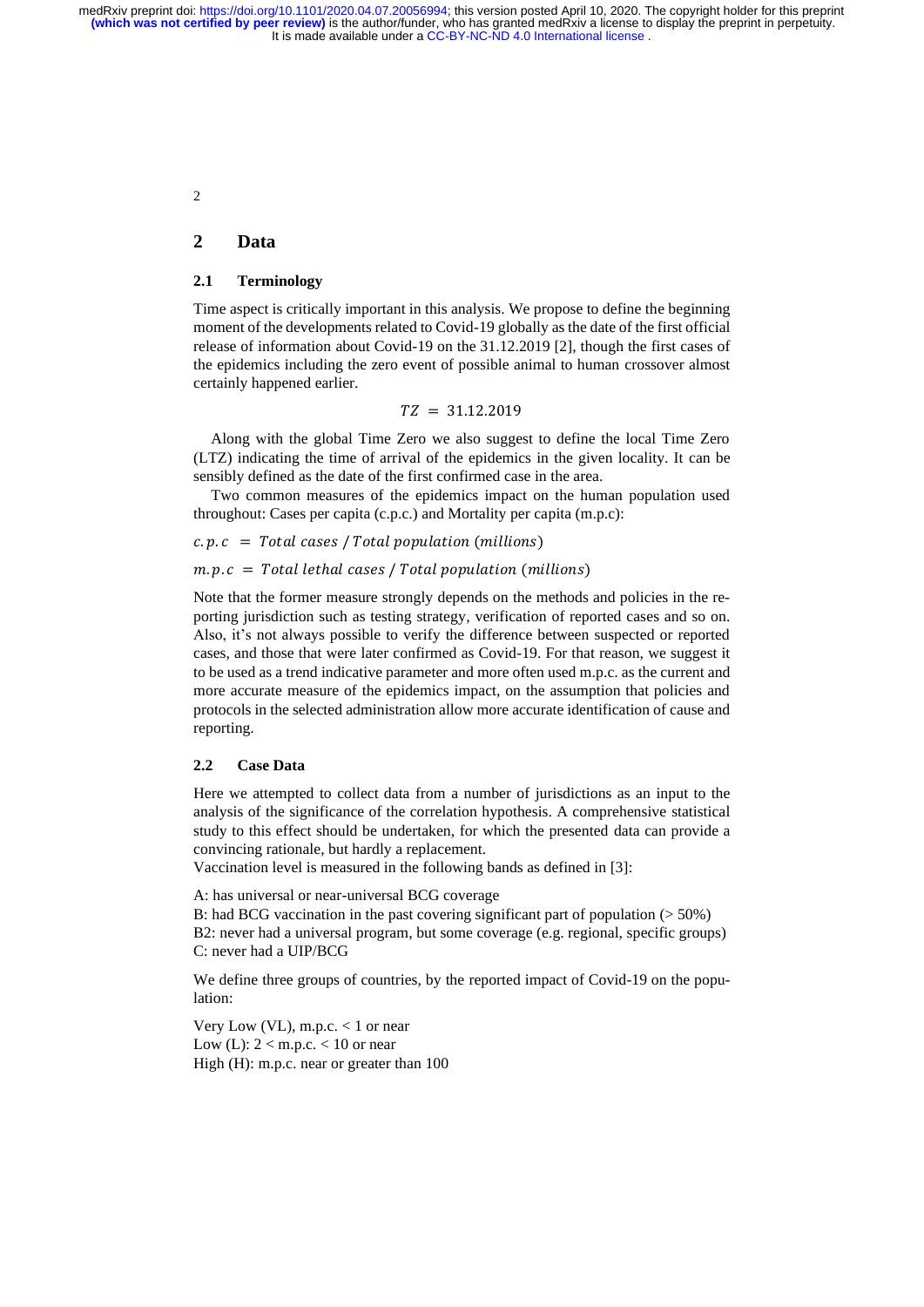## 2 Data

### 2.1 Terminology

Time aspect is critically important in this analysis. We propose to define the beginning moment of the developments related to Covid-19 globally as the date of the first official release of information about Covid-19 on the 31.12.2019 [2], though the first cases of the epidemics including the zero event of possible animal to human crossover almost certainly happened earlier.

$$TZ = 31.12.2019$$

Along with the global Time Zero we also suggest to define the local Time Zero (LTZ) indicating the time of arrival of the epidemics in the given locality. It can be sensibly defined as the date of the first confirmed case in the area.

Two common measures of the epidemics impact on the human population used throughout: Cases per capita (c.p.c.) and Mortality per capita (m.p.c):

$c.p.c \ = \ Total\ cases\ /\ Total\ population\ (millions)$

$m.p.c \ = \ Total\ lethal\ cases\ /\ Total\ population\ (millions)$

Note that the former measure strongly depends on the methods and policies in the reporting jurisdiction such as testing strategy, verification of reported cases and so on. Also, it's not always possible to verify the difference between suspected or reported cases, and those that were later confirmed as Covid-19. For that reason, we suggest it to be used as a trend indicative parameter and more often used m.p.c. as the current and more accurate measure of the epidemics impact, on the assumption that policies and protocols in the selected administration allow more accurate identification of cause and reporting.

### 2.2 Case Data

Here we attempted to collect data from a number of jurisdictions as an input to the analysis of the significance of the correlation hypothesis. A comprehensive statistical study to this effect should be undertaken, for which the presented data can provide a convincing rationale, but hardly a replacement.

Vaccination level is measured in the following bands as defined in [3]:

A: has universal or near-universal BCG coverage
B: had BCG vaccination in the past covering significant part of population (> 50%)
B2: never had a universal program, but some coverage (e.g. regional, specific groups)
C: never had a UIP/BCG

We define three groups of countries, by the reported impact of Covid-19 on the population:

Very Low (VL), m.p.c. < 1 or near
Low (L): 2 < m.p.c. < 10 or near
High (H): m.p.c. near or greater than 100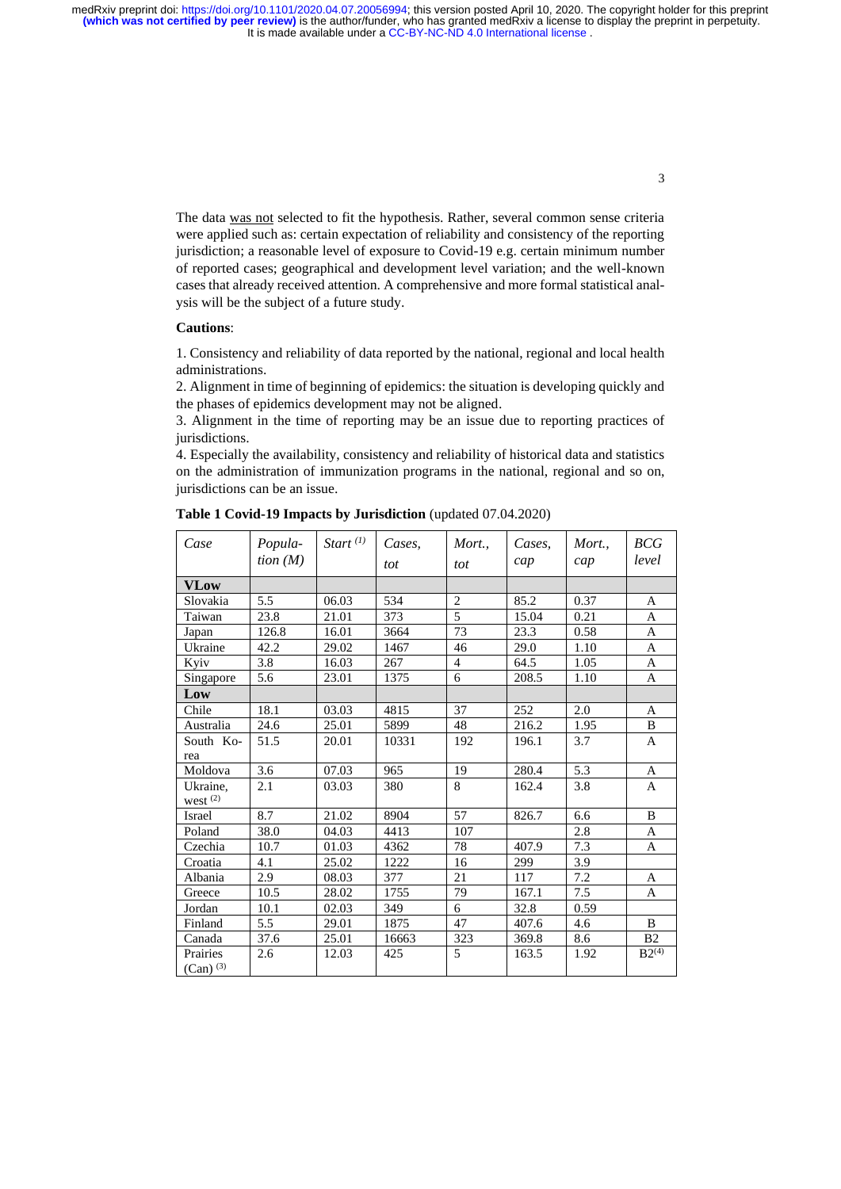The data <u>was not</u> selected to fit the hypothesis. Rather, several common sense criteria were applied such as: certain expectation of reliability and consistency of the reporting jurisdiction; a reasonable level of exposure to Covid-19 e.g. certain minimum number of reported cases; geographical and development level variation; and the well-known cases that already received attention. A comprehensive and more formal statistical analysis will be the subject of a future study.

**Cautions**:

1. Consistency and reliability of data reported by the national, regional and local health administrations.
2. Alignment in time of beginning of epidemics: the situation is developing quickly and the phases of epidemics development may not be aligned.
3. Alignment in the time of reporting may be an issue due to reporting practices of jurisdictions.
4. Especially the availability, consistency and reliability of historical data and statistics on the administration of immunization programs in the national, regional and so on, jurisdictions can be an issue.

**Table 1 Covid-19 Impacts by Jurisdiction** (updated 07.04.2020)

| *Case* | *Population (M)* | *Start [(1)]* | *Cases, tot* | *Mort., tot* | *Cases, cap* | *Mort., cap* | *BCG level* |
|---|---|---|---|---|---|---|---|
| **VLow** | | | | | | | |
| Slovakia | 5.5 | 06.03 | 534 | 2 | 85.2 | 0.37 | A |
| Taiwan | 23.8 | 21.01 | 373 | 5 | 15.04 | 0.21 | A |
| Japan | 126.8 | 16.01 | 3664 | 73 | 23.3 | 0.58 | A |
| Ukraine | 42.2 | 29.02 | 1467 | 46 | 29.0 | 1.10 | A |
| Kyiv | 3.8 | 16.03 | 267 | 4 | 64.5 | 1.05 | A |
| Singapore | 5.6 | 23.01 | 1375 | 6 | 208.5 | 1.10 | A |
| **Low** | | | | | | | |
| Chile | 18.1 | 03.03 | 4815 | 37 | 252 | 2.0 | A |
| Australia | 24.6 | 25.01 | 5899 | 48 | 216.2 | 1.95 | B |
| South Korea | 51.5 | 20.01 | 10331 | 192 | 196.1 | 3.7 | A |
| Moldova | 3.6 | 07.03 | 965 | 19 | 280.4 | 5.3 | A |
| Ukraine, west [(2)] | 2.1 | 03.03 | 380 | 8 | 162.4 | 3.8 | A |
| Israel | 8.7 | 21.02 | 8904 | 57 | 826.7 | 6.6 | B |
| Poland | 38.0 | 04.03 | 4413 | 107 | | 2.8 | A |
| Czechia | 10.7 | 01.03 | 4362 | 78 | 407.9 | 7.3 | A |
| Croatia | 4.1 | 25.02 | 1222 | 16 | 299 | 3.9 | |
| Albania | 2.9 | 08.03 | 377 | 21 | 117 | 7.2 | A |
| Greece | 10.5 | 28.02 | 1755 | 79 | 167.1 | 7.5 | A |
| Jordan | 10.1 | 02.03 | 349 | 6 | 32.8 | 0.59 | |
| Finland | 5.5 | 29.01 | 1875 | 47 | 407.6 | 4.6 | B |
| Canada | 37.6 | 25.01 | 16663 | 323 | 369.8 | 8.6 | B2 |
| Prairies (Can) [(3)] | 2.6 | 12.03 | 425 | 5 | 163.5 | 1.92 | B2[(4)] |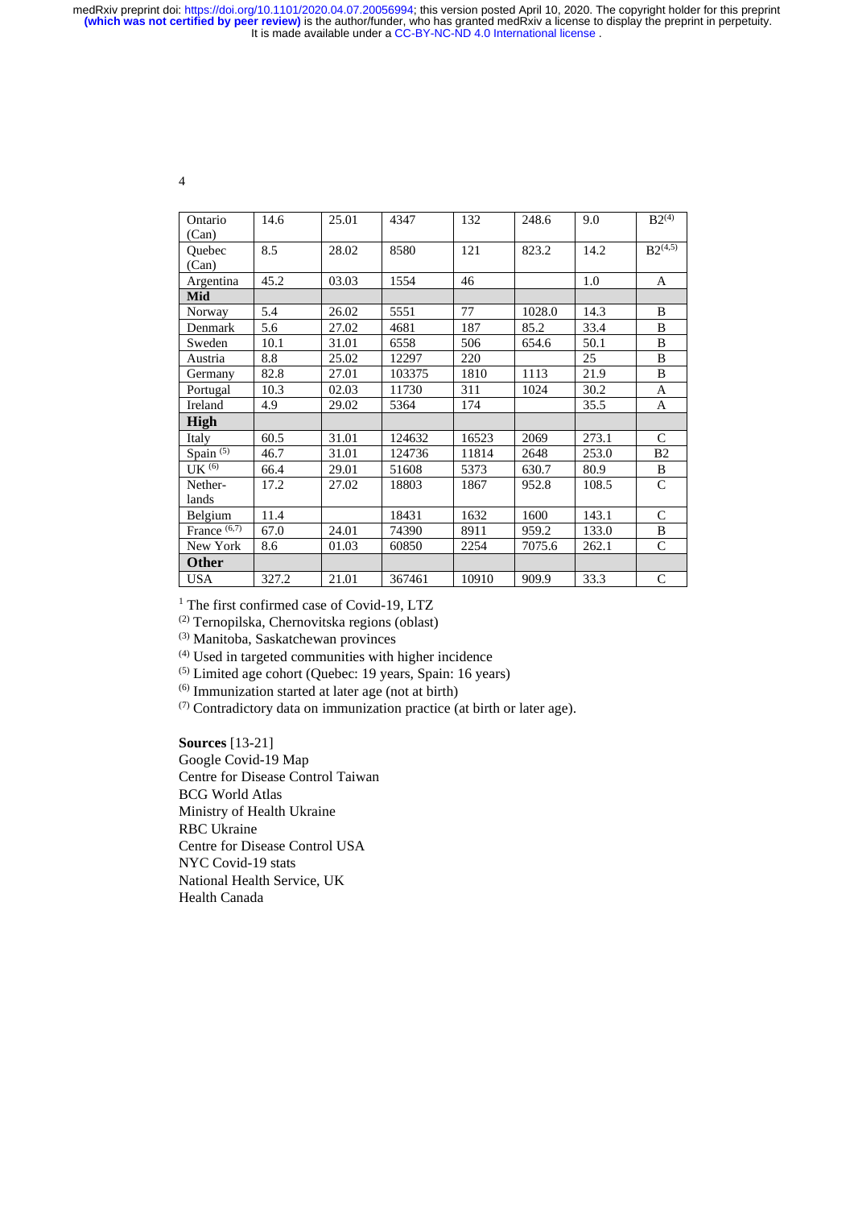| | | | | | | | |
|---|---|---|---|---|---|---|---|
| Ontario (Can) | 14.6 | 25.01 | 4347 | 132 | 248.6 | 9.0 | B2[4] |
| Quebec (Can) | 8.5 | 28.02 | 8580 | 121 | 823.2 | 14.2 | B2[4,5] |
| Argentina | 45.2 | 03.03 | 1554 | 46 | | 1.0 | A |
| **Mid** | | | | | | | |
| Norway | 5.4 | 26.02 | 5551 | 77 | 1028.0 | 14.3 | B |
| Denmark | 5.6 | 27.02 | 4681 | 187 | 85.2 | 33.4 | B |
| Sweden | 10.1 | 31.01 | 6558 | 506 | 654.6 | 50.1 | B |
| Austria | 8.8 | 25.02 | 12297 | 220 | | 25 | B |
| Germany | 82.8 | 27.01 | 103375 | 1810 | 1113 | 21.9 | B |
| Portugal | 10.3 | 02.03 | 11730 | 311 | 1024 | 30.2 | A |
| Ireland | 4.9 | 29.02 | 5364 | 174 | | 35.5 | A |
| **High** | | | | | | | |
| Italy | 60.5 | 31.01 | 124632 | 16523 | 2069 | 273.1 | C |
| Spain [5] | 46.7 | 31.01 | 124736 | 11814 | 2648 | 253.0 | B2 |
| UK [6] | 66.4 | 29.01 | 51608 | 5373 | 630.7 | 80.9 | B |
| Nether-lands | 17.2 | 27.02 | 18803 | 1867 | 952.8 | 108.5 | C |
| Belgium | 11.4 | | 18431 | 1632 | 1600 | 143.1 | C |
| France [6,7] | 67.0 | 24.01 | 74390 | 8911 | 959.2 | 133.0 | B |
| New York | 8.6 | 01.03 | 60850 | 2254 | 7075.6 | 262.1 | C |
| **Other** | | | | | | | |
| USA | 327.2 | 21.01 | 367461 | 10910 | 909.9 | 33.3 | C |

[1] The first confirmed case of Covid-19, LTZ

[2] Ternopilska, Chernovitska regions (oblast)

[3] Manitoba, Saskatchewan provinces

[4] Used in targeted communities with higher incidence

[5] Limited age cohort (Quebec: 19 years, Spain: 16 years)

[6] Immunization started at later age (not at birth)

[7] Contradictory data on immunization practice (at birth or later age).

**Sources** [13-21]

Google Covid-19 Map

Centre for Disease Control Taiwan

BCG World Atlas

Ministry of Health Ukraine

RBC Ukraine

Centre for Disease Control USA

NYC Covid-19 stats

National Health Service, UK

Health Canada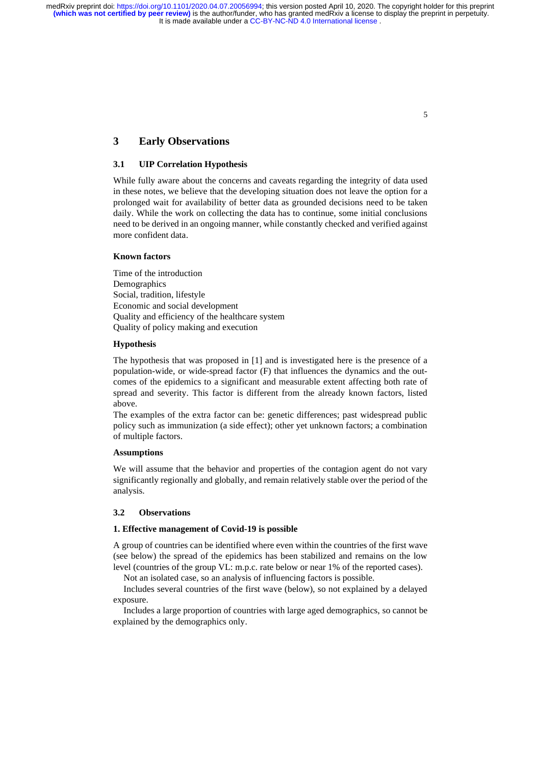# 3 Early Observations

## 3.1 UIP Correlation Hypothesis

While fully aware about the concerns and caveats regarding the integrity of data used in these notes, we believe that the developing situation does not leave the option for a prolonged wait for availability of better data as grounded decisions need to be taken daily. While the work on collecting the data has to continue, some initial conclusions need to be derived in an ongoing manner, while constantly checked and verified against more confident data.

**Known factors**

Time of the introduction
Demographics
Social, tradition, lifestyle
Economic and social development
Quality and efficiency of the healthcare system
Quality of policy making and execution

**Hypothesis**

The hypothesis that was proposed in [1] and is investigated here is the presence of a population-wide, or wide-spread factor (F) that influences the dynamics and the outcomes of the epidemics to a significant and measurable extent affecting both rate of spread and severity. This factor is different from the already known factors, listed above.

The examples of the extra factor can be: genetic differences; past widespread public policy such as immunization (a side effect); other yet unknown factors; a combination of multiple factors.

**Assumptions**

We will assume that the behavior and properties of the contagion agent do not vary significantly regionally and globally, and remain relatively stable over the period of the analysis.

## 3.2 Observations

**1. Effective management of Covid-19 is possible**

A group of countries can be identified where even within the countries of the first wave (see below) the spread of the epidemics has been stabilized and remains on the low level (countries of the group VL: m.p.c. rate below or near 1% of the reported cases).

Not an isolated case, so an analysis of influencing factors is possible.

Includes several countries of the first wave (below), so not explained by a delayed exposure.

Includes a large proportion of countries with large aged demographics, so cannot be explained by the demographics only.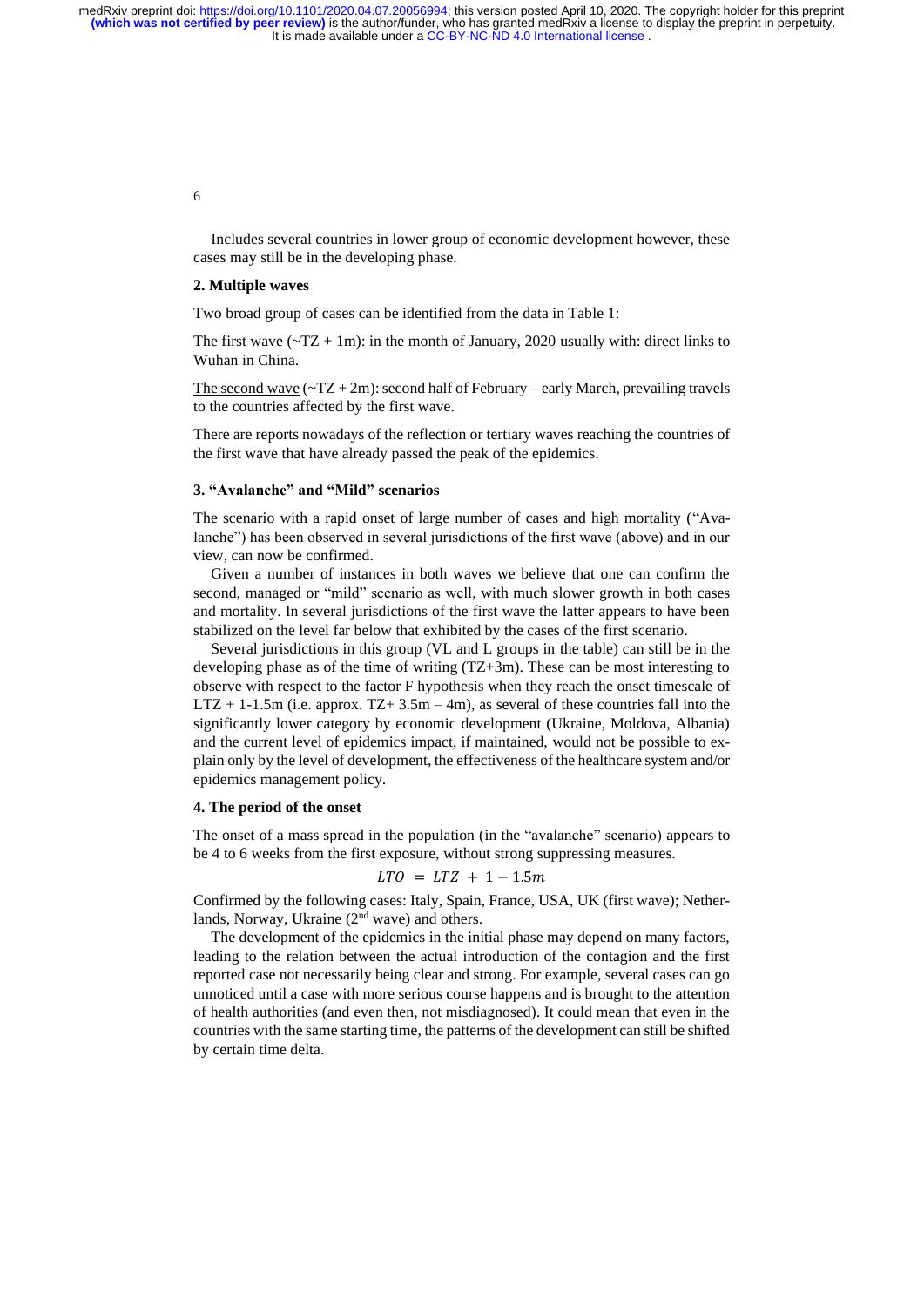Includes several countries in lower group of economic development however, these cases may still be in the developing phase.

**2. Multiple waves**

Two broad group of cases can be identified from the data in Table 1:

The first wave (~TZ + 1m): in the month of January, 2020 usually with: direct links to Wuhan in China.

The second wave (~TZ + 2m): second half of February – early March, prevailing travels to the countries affected by the first wave.

There are reports nowadays of the reflection or tertiary waves reaching the countries of the first wave that have already passed the peak of the epidemics.

**3. "Avalanche" and "Mild" scenarios**

The scenario with a rapid onset of large number of cases and high mortality ("Avalanche") has been observed in several jurisdictions of the first wave (above) and in our view, can now be confirmed.

Given a number of instances in both waves we believe that one can confirm the second, managed or "mild" scenario as well, with much slower growth in both cases and mortality. In several jurisdictions of the first wave the latter appears to have been stabilized on the level far below that exhibited by the cases of the first scenario.

Several jurisdictions in this group (VL and L groups in the table) can still be in the developing phase as of the time of writing (TZ+3m). These can be most interesting to observe with respect to the factor F hypothesis when they reach the onset timescale of LTZ + 1-1.5m (i.e. approx. TZ+ 3.5m – 4m), as several of these countries fall into the significantly lower category by economic development (Ukraine, Moldova, Albania) and the current level of epidemics impact, if maintained, would not be possible to explain only by the level of development, the effectiveness of the healthcare system and/or epidemics management policy.

**4. The period of the onset**

The onset of a mass spread in the population (in the "avalanche" scenario) appears to be 4 to 6 weeks from the first exposure, without strong suppressing measures.

$$LTO = LTZ + 1 - 1.5m$$

Confirmed by the following cases: Italy, Spain, France, USA, UK (first wave); Netherlands, Norway, Ukraine (2nd wave) and others.

The development of the epidemics in the initial phase may depend on many factors, leading to the relation between the actual introduction of the contagion and the first reported case not necessarily being clear and strong. For example, several cases can go unnoticed until a case with more serious course happens and is brought to the attention of health authorities (and even then, not misdiagnosed). It could mean that even in the countries with the same starting time, the patterns of the development can still be shifted by certain time delta.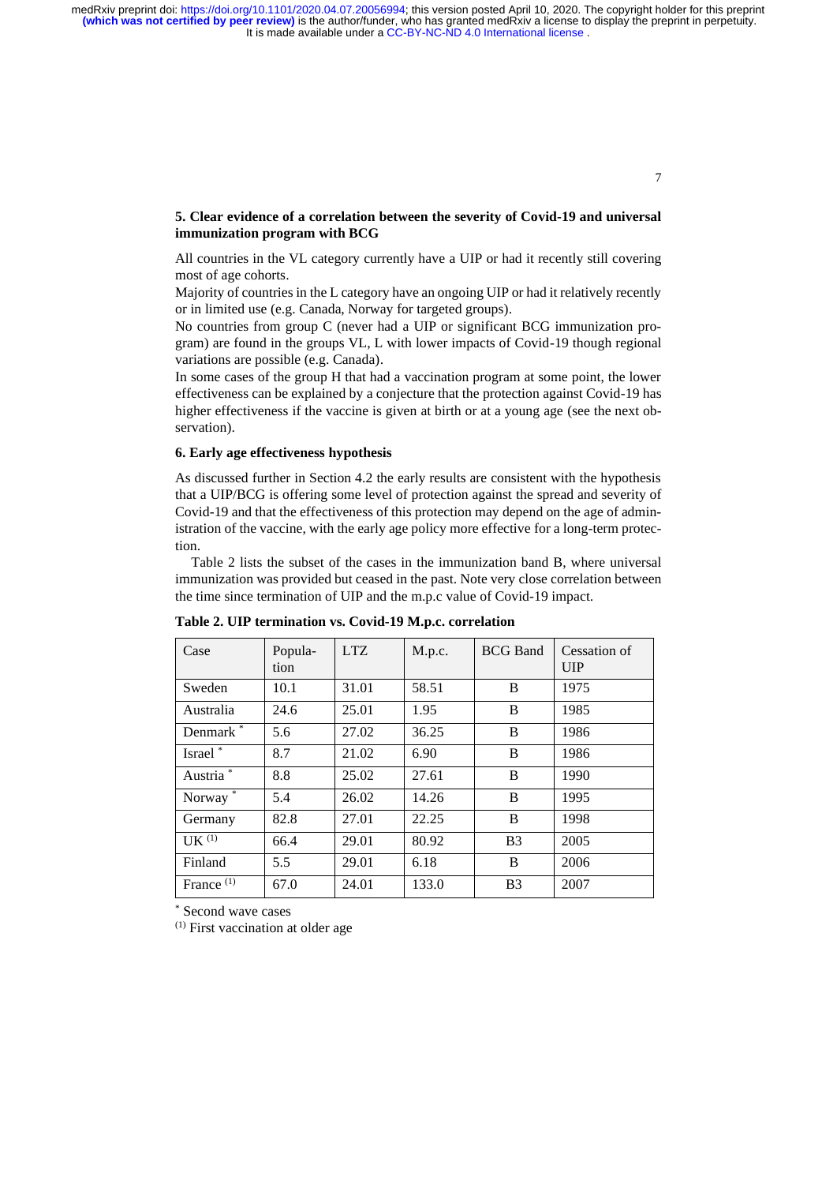**5. Clear evidence of a correlation between the severity of Covid-19 and universal immunization program with BCG**

All countries in the VL category currently have a UIP or had it recently still covering most of age cohorts.

Majority of countries in the L category have an ongoing UIP or had it relatively recently or in limited use (e.g. Canada, Norway for targeted groups).

No countries from group C (never had a UIP or significant BCG immunization program) are found in the groups VL, L with lower impacts of Covid-19 though regional variations are possible (e.g. Canada).

In some cases of the group H that had a vaccination program at some point, the lower effectiveness can be explained by a conjecture that the protection against Covid-19 has higher effectiveness if the vaccine is given at birth or at a young age (see the next observation).

**6. Early age effectiveness hypothesis**

As discussed further in Section 4.2 the early results are consistent with the hypothesis that a UIP/BCG is offering some level of protection against the spread and severity of Covid-19 and that the effectiveness of this protection may depend on the age of administration of the vaccine, with the early age policy more effective for a long-term protection.

Table 2 lists the subset of the cases in the immunization band B, where universal immunization was provided but ceased in the past. Note very close correlation between the time since termination of UIP and the m.p.c value of Covid-19 impact.

**Table 2. UIP termination vs. Covid-19 M.p.c. correlation**

| Case | Population | LTZ | M.p.c. | BCG Band | Cessation of UIP |
|---|---|---|---|---|---|
| Sweden | 10.1 | 31.01 | 58.51 | B | 1975 |
| Australia | 24.6 | 25.01 | 1.95 | B | 1985 |
| Denmark * | 5.6 | 27.02 | 36.25 | B | 1986 |
| Israel * | 8.7 | 21.02 | 6.90 | B | 1986 |
| Austria * | 8.8 | 25.02 | 27.61 | B | 1990 |
| Norway * | 5.4 | 26.02 | 14.26 | B | 1995 |
| Germany | 82.8 | 27.01 | 22.25 | B | 1998 |
| UK (1) | 66.4 | 29.01 | 80.92 | B3 | 2005 |
| Finland | 5.5 | 29.01 | 6.18 | B | 2006 |
| France (1) | 67.0 | 24.01 | 133.0 | B3 | 2007 |

* Second wave cases

(1) First vaccination at older age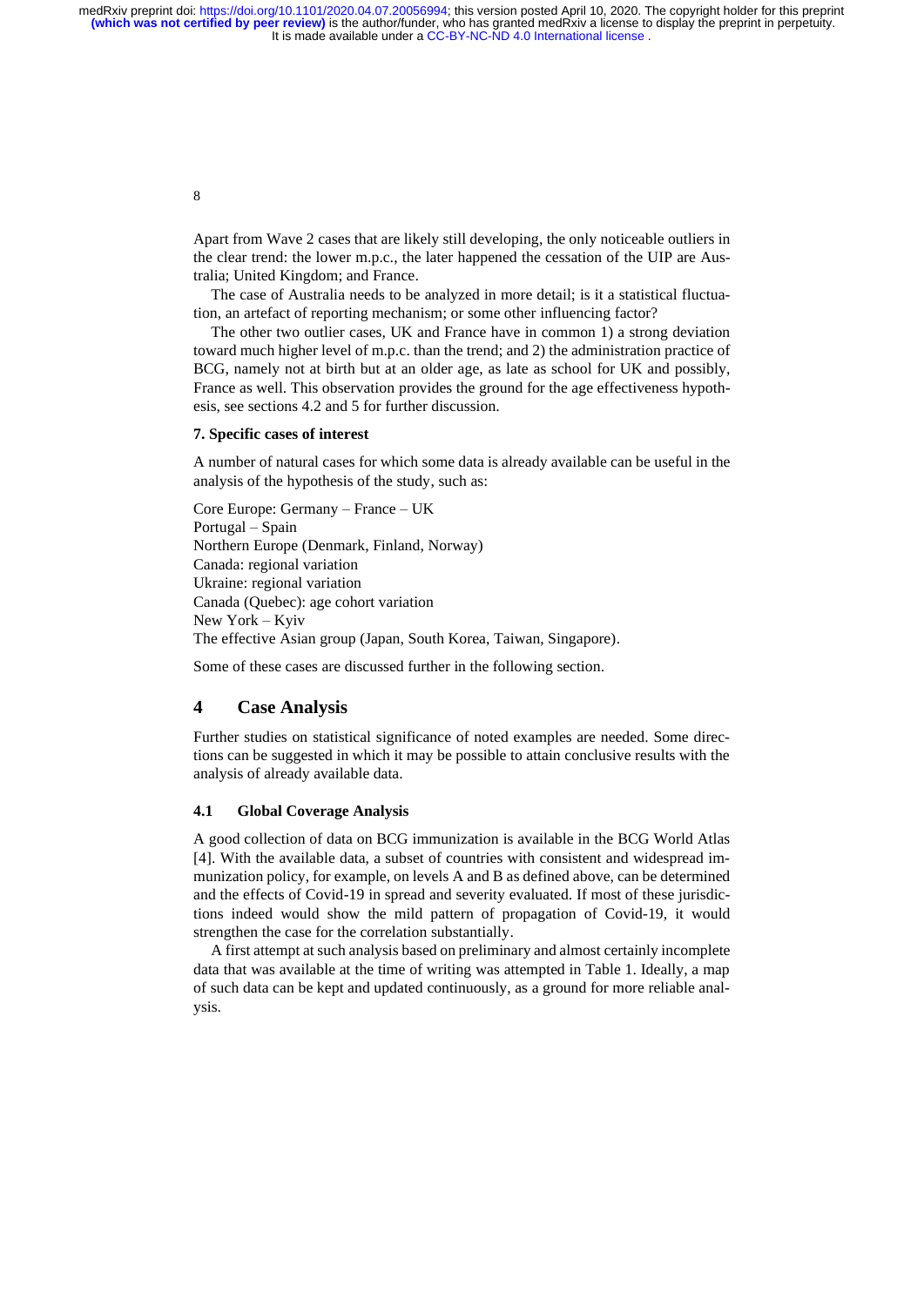Apart from Wave 2 cases that are likely still developing, the only noticeable outliers in the clear trend: the lower m.p.c., the later happened the cessation of the UIP are Australia; United Kingdom; and France.

The case of Australia needs to be analyzed in more detail; is it a statistical fluctuation, an artefact of reporting mechanism; or some other influencing factor?

The other two outlier cases, UK and France have in common 1) a strong deviation toward much higher level of m.p.c. than the trend; and 2) the administration practice of BCG, namely not at birth but at an older age, as late as school for UK and possibly, France as well. This observation provides the ground for the age effectiveness hypothesis, see sections 4.2 and 5 for further discussion.

**7. Specific cases of interest**

A number of natural cases for which some data is already available can be useful in the analysis of the hypothesis of the study, such as:

Core Europe: Germany – France – UK
Portugal – Spain
Northern Europe (Denmark, Finland, Norway)
Canada: regional variation
Ukraine: regional variation
Canada (Quebec): age cohort variation
New York – Kyiv
The effective Asian group (Japan, South Korea, Taiwan, Singapore).

Some of these cases are discussed further in the following section.

## 4 Case Analysis

Further studies on statistical significance of noted examples are needed. Some directions can be suggested in which it may be possible to attain conclusive results with the analysis of already available data.

### 4.1 Global Coverage Analysis

A good collection of data on BCG immunization is available in the BCG World Atlas [4]. With the available data, a subset of countries with consistent and widespread immunization policy, for example, on levels A and B as defined above, can be determined and the effects of Covid-19 in spread and severity evaluated. If most of these jurisdictions indeed would show the mild pattern of propagation of Covid-19, it would strengthen the case for the correlation substantially.

A first attempt at such analysis based on preliminary and almost certainly incomplete data that was available at the time of writing was attempted in Table 1. Ideally, a map of such data can be kept and updated continuously, as a ground for more reliable analysis.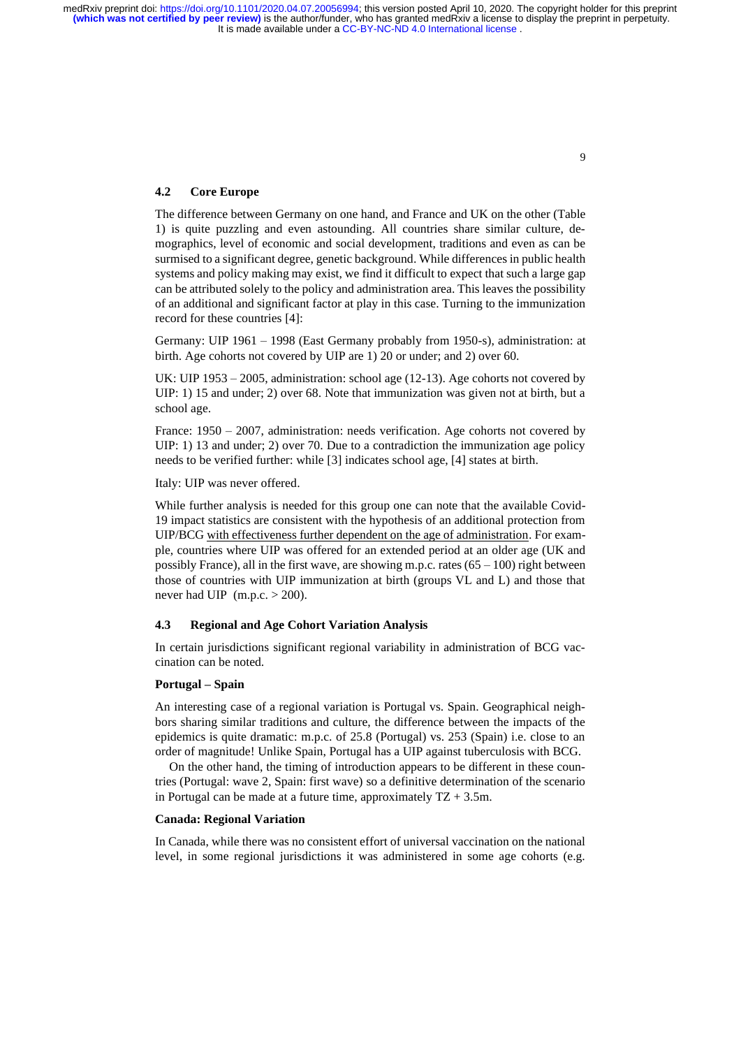### 4.2 Core Europe

The difference between Germany on one hand, and France and UK on the other (Table 1) is quite puzzling and even astounding. All countries share similar culture, demographics, level of economic and social development, traditions and even as can be surmised to a significant degree, genetic background. While differences in public health systems and policy making may exist, we find it difficult to expect that such a large gap can be attributed solely to the policy and administration area. This leaves the possibility of an additional and significant factor at play in this case. Turning to the immunization record for these countries [4]:

Germany: UIP 1961 – 1998 (East Germany probably from 1950-s), administration: at birth. Age cohorts not covered by UIP are 1) 20 or under; and 2) over 60.

UK: UIP 1953 – 2005, administration: school age (12-13). Age cohorts not covered by UIP: 1) 15 and under; 2) over 68. Note that immunization was given not at birth, but a school age.

France: 1950 – 2007, administration: needs verification. Age cohorts not covered by UIP: 1) 13 and under; 2) over 70. Due to a contradiction the immunization age policy needs to be verified further: while [3] indicates school age, [4] states at birth.

Italy: UIP was never offered.

While further analysis is needed for this group one can note that the available Covid-19 impact statistics are consistent with the hypothesis of an additional protection from UIP/BCG <u>with effectiveness further dependent on the age of administration</u>. For example, countries where UIP was offered for an extended period at an older age (UK and possibly France), all in the first wave, are showing m.p.c. rates (65 – 100) right between those of countries with UIP immunization at birth (groups VL and L) and those that never had UIP (m.p.c. > 200).

### 4.3 Regional and Age Cohort Variation Analysis

In certain jurisdictions significant regional variability in administration of BCG vaccination can be noted.

**Portugal – Spain**

An interesting case of a regional variation is Portugal vs. Spain. Geographical neighbors sharing similar traditions and culture, the difference between the impacts of the epidemics is quite dramatic: m.p.c. of 25.8 (Portugal) vs. 253 (Spain) i.e. close to an order of magnitude! Unlike Spain, Portugal has a UIP against tuberculosis with BCG.

On the other hand, the timing of introduction appears to be different in these countries (Portugal: wave 2, Spain: first wave) so a definitive determination of the scenario in Portugal can be made at a future time, approximately TZ + 3.5m.

**Canada: Regional Variation**

In Canada, while there was no consistent effort of universal vaccination on the national level, in some regional jurisdictions it was administered in some age cohorts (e.g.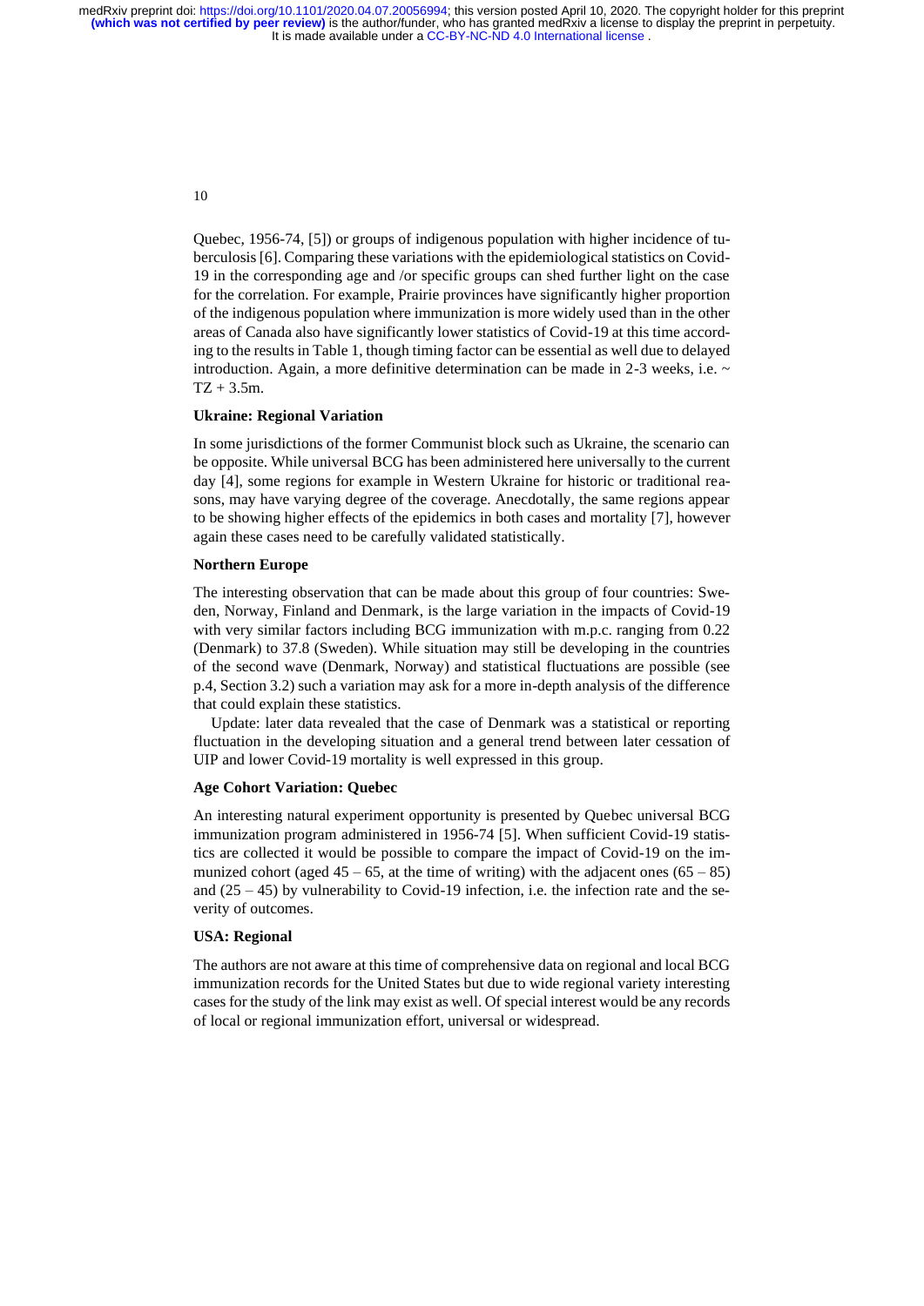Quebec, 1956-74, [5]) or groups of indigenous population with higher incidence of tuberculosis [6]. Comparing these variations with the epidemiological statistics on Covid-19 in the corresponding age and /or specific groups can shed further light on the case for the correlation. For example, Prairie provinces have significantly higher proportion of the indigenous population where immunization is more widely used than in the other areas of Canada also have significantly lower statistics of Covid-19 at this time according to the results in Table 1, though timing factor can be essential as well due to delayed introduction. Again, a more definitive determination can be made in 2-3 weeks, i.e. ~ TZ + 3.5m.

**Ukraine: Regional Variation**

In some jurisdictions of the former Communist block such as Ukraine, the scenario can be opposite. While universal BCG has been administered here universally to the current day [4], some regions for example in Western Ukraine for historic or traditional reasons, may have varying degree of the coverage. Anecdotally, the same regions appear to be showing higher effects of the epidemics in both cases and mortality [7], however again these cases need to be carefully validated statistically.

**Northern Europe**

The interesting observation that can be made about this group of four countries: Sweden, Norway, Finland and Denmark, is the large variation in the impacts of Covid-19 with very similar factors including BCG immunization with m.p.c. ranging from 0.22 (Denmark) to 37.8 (Sweden). While situation may still be developing in the countries of the second wave (Denmark, Norway) and statistical fluctuations are possible (see p.4, Section 3.2) such a variation may ask for a more in-depth analysis of the difference that could explain these statistics.

Update: later data revealed that the case of Denmark was a statistical or reporting fluctuation in the developing situation and a general trend between later cessation of UIP and lower Covid-19 mortality is well expressed in this group.

**Age Cohort Variation: Quebec**

An interesting natural experiment opportunity is presented by Quebec universal BCG immunization program administered in 1956-74 [5]. When sufficient Covid-19 statistics are collected it would be possible to compare the impact of Covid-19 on the immunized cohort (aged 45 – 65, at the time of writing) with the adjacent ones (65 – 85) and (25 – 45) by vulnerability to Covid-19 infection, i.e. the infection rate and the severity of outcomes.

**USA: Regional**

The authors are not aware at this time of comprehensive data on regional and local BCG immunization records for the United States but due to wide regional variety interesting cases for the study of the link may exist as well. Of special interest would be any records of local or regional immunization effort, universal or widespread.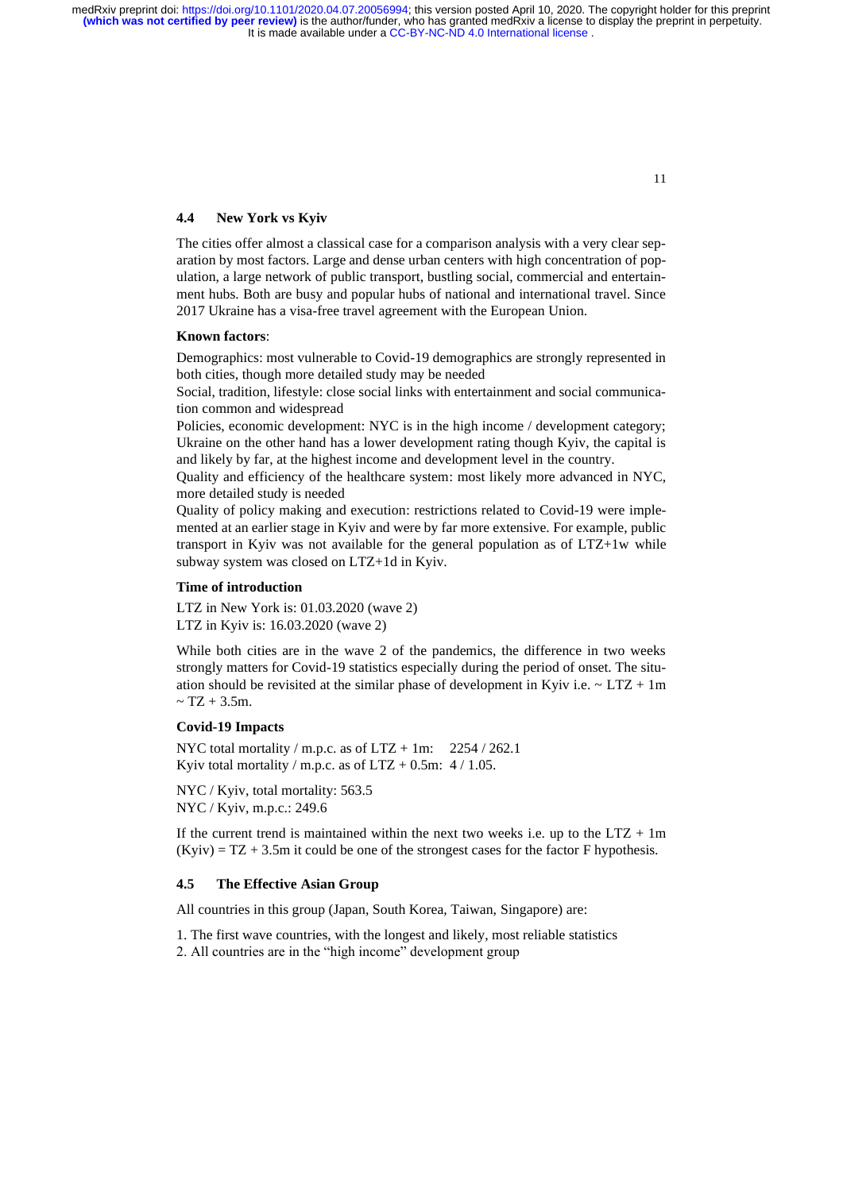### 4.4 New York vs Kyiv

The cities offer almost a classical case for a comparison analysis with a very clear separation by most factors. Large and dense urban centers with high concentration of population, a large network of public transport, bustling social, commercial and entertainment hubs. Both are busy and popular hubs of national and international travel. Since 2017 Ukraine has a visa-free travel agreement with the European Union.

**Known factors**:

Demographics: most vulnerable to Covid-19 demographics are strongly represented in both cities, though more detailed study may be needed

Social, tradition, lifestyle: close social links with entertainment and social communication common and widespread

Policies, economic development: NYC is in the high income / development category; Ukraine on the other hand has a lower development rating though Kyiv, the capital is and likely by far, at the highest income and development level in the country.

Quality and efficiency of the healthcare system: most likely more advanced in NYC, more detailed study is needed

Quality of policy making and execution: restrictions related to Covid-19 were implemented at an earlier stage in Kyiv and were by far more extensive. For example, public transport in Kyiv was not available for the general population as of LTZ+1w while subway system was closed on LTZ+1d in Kyiv.

**Time of introduction**

LTZ in New York is: 01.03.2020 (wave 2)
LTZ in Kyiv is: 16.03.2020 (wave 2)

While both cities are in the wave 2 of the pandemics, the difference in two weeks strongly matters for Covid-19 statistics especially during the period of onset. The situation should be revisited at the similar phase of development in Kyiv i.e. ~ LTZ + 1m ~ TZ + 3.5m.

**Covid-19 Impacts**

NYC total mortality / m.p.c. as of LTZ + 1m: 2254 / 262.1
Kyiv total mortality / m.p.c. as of LTZ + 0.5m: 4 / 1.05.

NYC / Kyiv, total mortality: 563.5
NYC / Kyiv, m.p.c.: 249.6

If the current trend is maintained within the next two weeks i.e. up to the LTZ + 1m (Kyiv) = TZ + 3.5m it could be one of the strongest cases for the factor F hypothesis.

### 4.5 The Effective Asian Group

All countries in this group (Japan, South Korea, Taiwan, Singapore) are:

1. The first wave countries, with the longest and likely, most reliable statistics
2. All countries are in the "high income" development group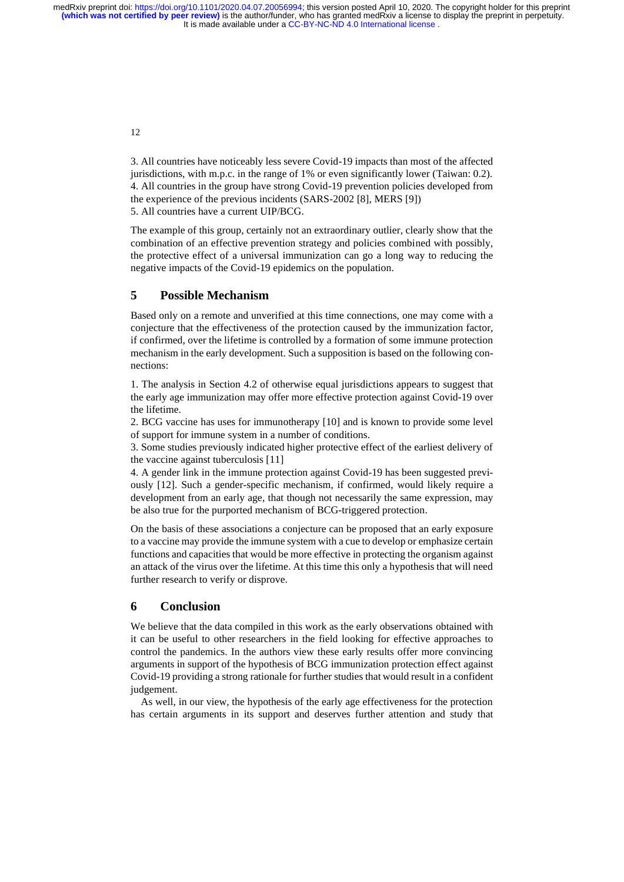3. All countries have noticeably less severe Covid-19 impacts than most of the affected jurisdictions, with m.p.c. in the range of 1% or even significantly lower (Taiwan: 0.2).
4. All countries in the group have strong Covid-19 prevention policies developed from the experience of the previous incidents (SARS-2002 [8], MERS [9])
5. All countries have a current UIP/BCG.

The example of this group, certainly not an extraordinary outlier, clearly show that the combination of an effective prevention strategy and policies combined with possibly, the protective effect of a universal immunization can go a long way to reducing the negative impacts of the Covid-19 epidemics on the population.

## 5 Possible Mechanism

Based only on a remote and unverified at this time connections, one may come with a conjecture that the effectiveness of the protection caused by the immunization factor, if confirmed, over the lifetime is controlled by a formation of some immune protection mechanism in the early development. Such a supposition is based on the following connections:

1. The analysis in Section 4.2 of otherwise equal jurisdictions appears to suggest that the early age immunization may offer more effective protection against Covid-19 over the lifetime.
2. BCG vaccine has uses for immunotherapy [10] and is known to provide some level of support for immune system in a number of conditions.
3. Some studies previously indicated higher protective effect of the earliest delivery of the vaccine against tuberculosis [11]
4. A gender link in the immune protection against Covid-19 has been suggested previously [12]. Such a gender-specific mechanism, if confirmed, would likely require a development from an early age, that though not necessarily the same expression, may be also true for the purported mechanism of BCG-triggered protection.

On the basis of these associations a conjecture can be proposed that an early exposure to a vaccine may provide the immune system with a cue to develop or emphasize certain functions and capacities that would be more effective in protecting the organism against an attack of the virus over the lifetime. At this time this only a hypothesis that will need further research to verify or disprove.

## 6 Conclusion

We believe that the data compiled in this work as the early observations obtained with it can be useful to other researchers in the field looking for effective approaches to control the pandemics. In the authors view these early results offer more convincing arguments in support of the hypothesis of BCG immunization protection effect against Covid-19 providing a strong rationale for further studies that would result in a confident judgement.

As well, in our view, the hypothesis of the early age effectiveness for the protection has certain arguments in its support and deserves further attention and study that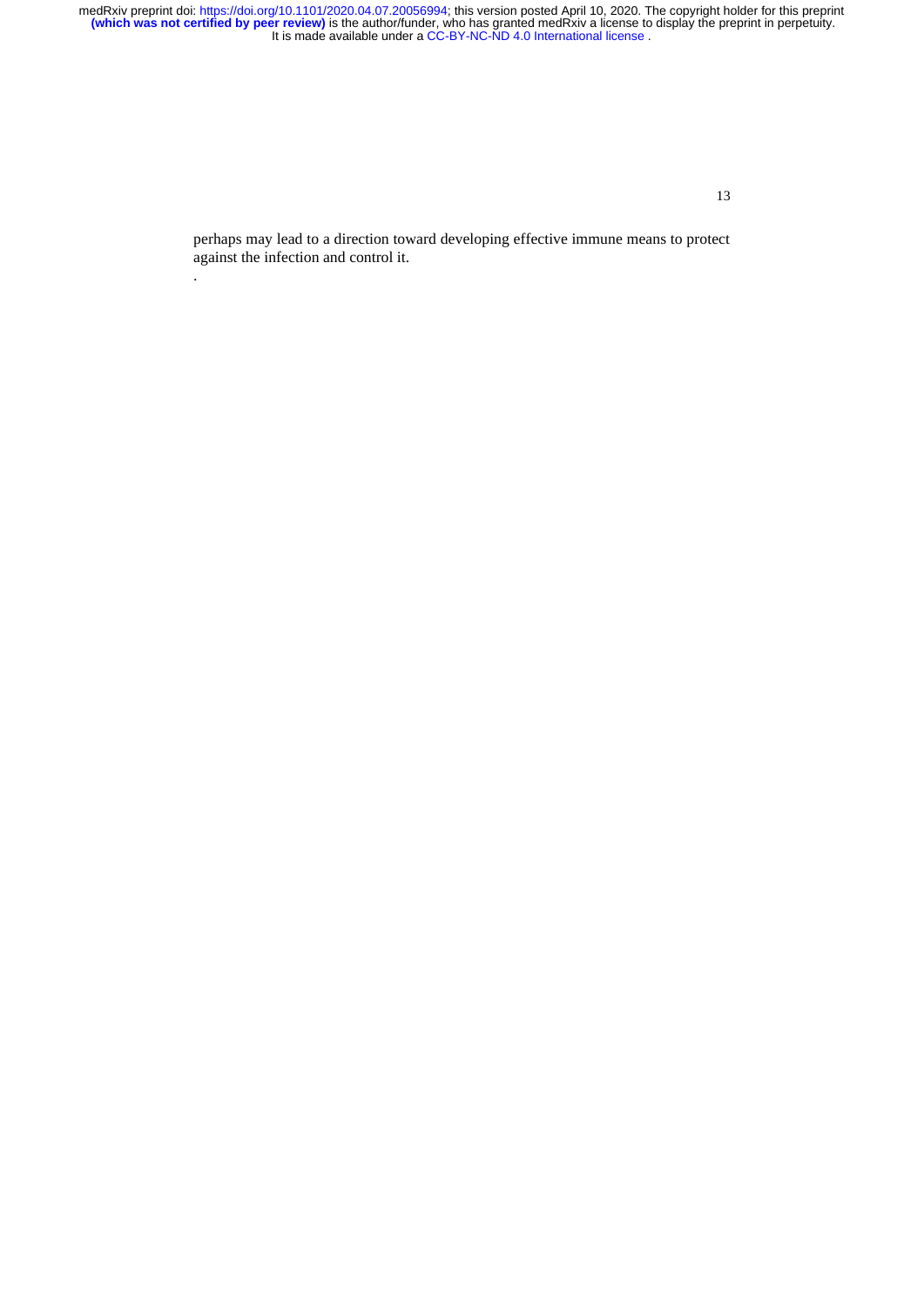perhaps may lead to a direction toward developing effective immune means to protect against the infection and control it.

.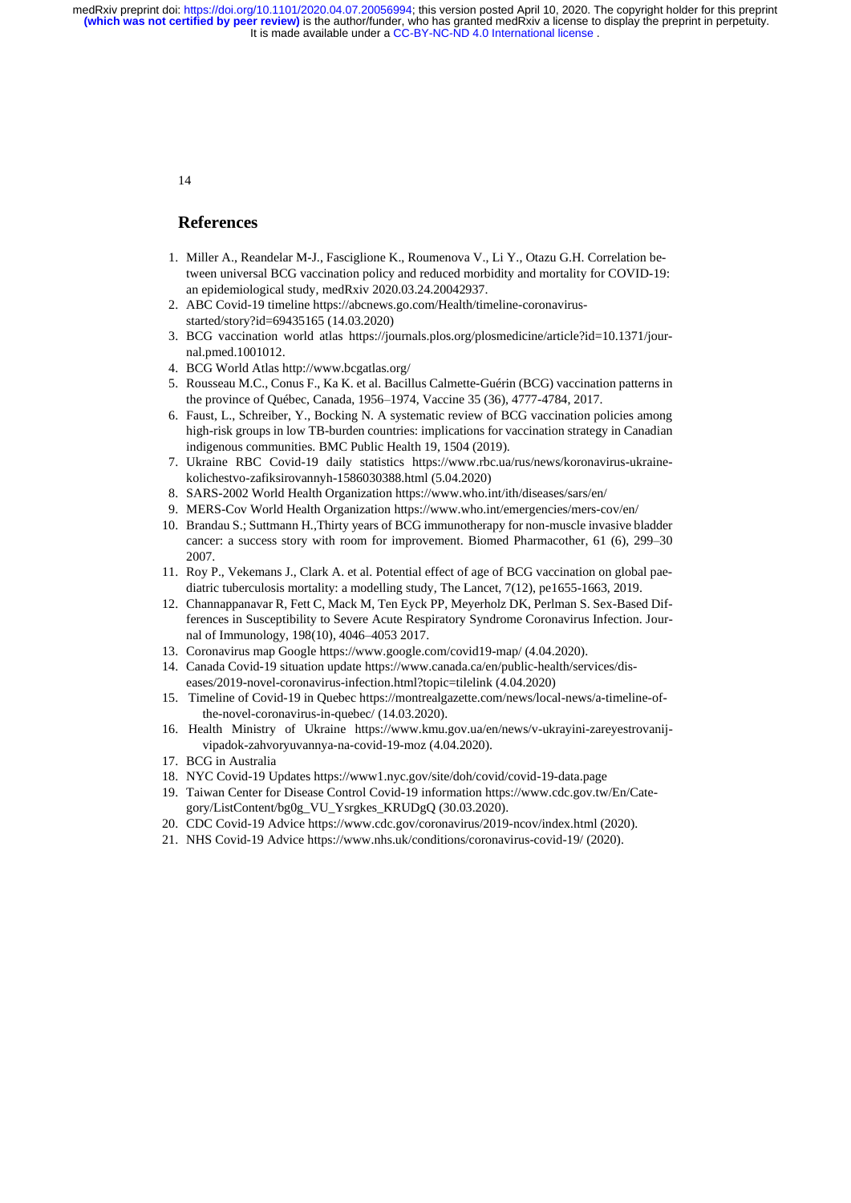## References

1. Miller A., Reandelar M-J., Fasciglione K., Roumenova V., Li Y., Otazu G.H. Correlation between universal BCG vaccination policy and reduced morbidity and mortality for COVID-19: an epidemiological study, medRxiv 2020.03.24.20042937.
2. ABC Covid-19 timeline https://abcnews.go.com/Health/timeline-coronavirus-started/story?id=69435165 (14.03.2020)
3. BCG vaccination world atlas https://journals.plos.org/plosmedicine/article?id=10.1371/journal.pmed.1001012.
4. BCG World Atlas http://www.bcgatlas.org/
5. Rousseau M.C., Conus F., Ka K. et al. Bacillus Calmette-Guérin (BCG) vaccination patterns in the province of Québec, Canada, 1956–1974, Vaccine 35 (36), 4777-4784, 2017.
6. Faust, L., Schreiber, Y., Bocking N. A systematic review of BCG vaccination policies among high-risk groups in low TB-burden countries: implications for vaccination strategy in Canadian indigenous communities. BMC Public Health 19, 1504 (2019).
7. Ukraine RBC Covid-19 daily statistics https://www.rbc.ua/rus/news/koronavirus-ukraine-kolichestvo-zafiksirovannyh-1586030388.html (5.04.2020)
8. SARS-2002 World Health Organization https://www.who.int/ith/diseases/sars/en/
9. MERS-Cov World Health Organization https://www.who.int/emergencies/mers-cov/en/
10. Brandau S.; Suttmann H.,Thirty years of BCG immunotherapy for non-muscle invasive bladder cancer: a success story with room for improvement. Biomed Pharmacother, 61 (6), 299–30 2007.
11. Roy P., Vekemans J., Clark A. et al. Potential effect of age of BCG vaccination on global paediatric tuberculosis mortality: a modelling study, The Lancet, 7(12), pe1655-1663, 2019.
12. Channappanavar R, Fett C, Mack M, Ten Eyck PP, Meyerholz DK, Perlman S. Sex-Based Differences in Susceptibility to Severe Acute Respiratory Syndrome Coronavirus Infection. Journal of Immunology, 198(10), 4046–4053 2017.
13. Coronavirus map Google https://www.google.com/covid19-map/ (4.04.2020).
14. Canada Covid-19 situation update https://www.canada.ca/en/public-health/services/diseases/2019-novel-coronavirus-infection.html?topic=tilelink (4.04.2020)
15. Timeline of Covid-19 in Quebec https://montrealgazette.com/news/local-news/a-timeline-of-the-novel-coronavirus-in-quebec/ (14.03.2020).
16. Health Ministry of Ukraine https://www.kmu.gov.ua/en/news/v-ukrayini-zareyestrovanij-vipadok-zahvoryuvannya-na-covid-19-moz (4.04.2020).
17. BCG in Australia
18. NYC Covid-19 Updates https://www1.nyc.gov/site/doh/covid/covid-19-data.page
19. Taiwan Center for Disease Control Covid-19 information https://www.cdc.gov.tw/En/Category/ListContent/bg0g_VU_Ysrgkes_KRUDgQ (30.03.2020).
20. CDC Covid-19 Advice https://www.cdc.gov/coronavirus/2019-ncov/index.html (2020).
21. NHS Covid-19 Advice https://www.nhs.uk/conditions/coronavirus-covid-19/ (2020).